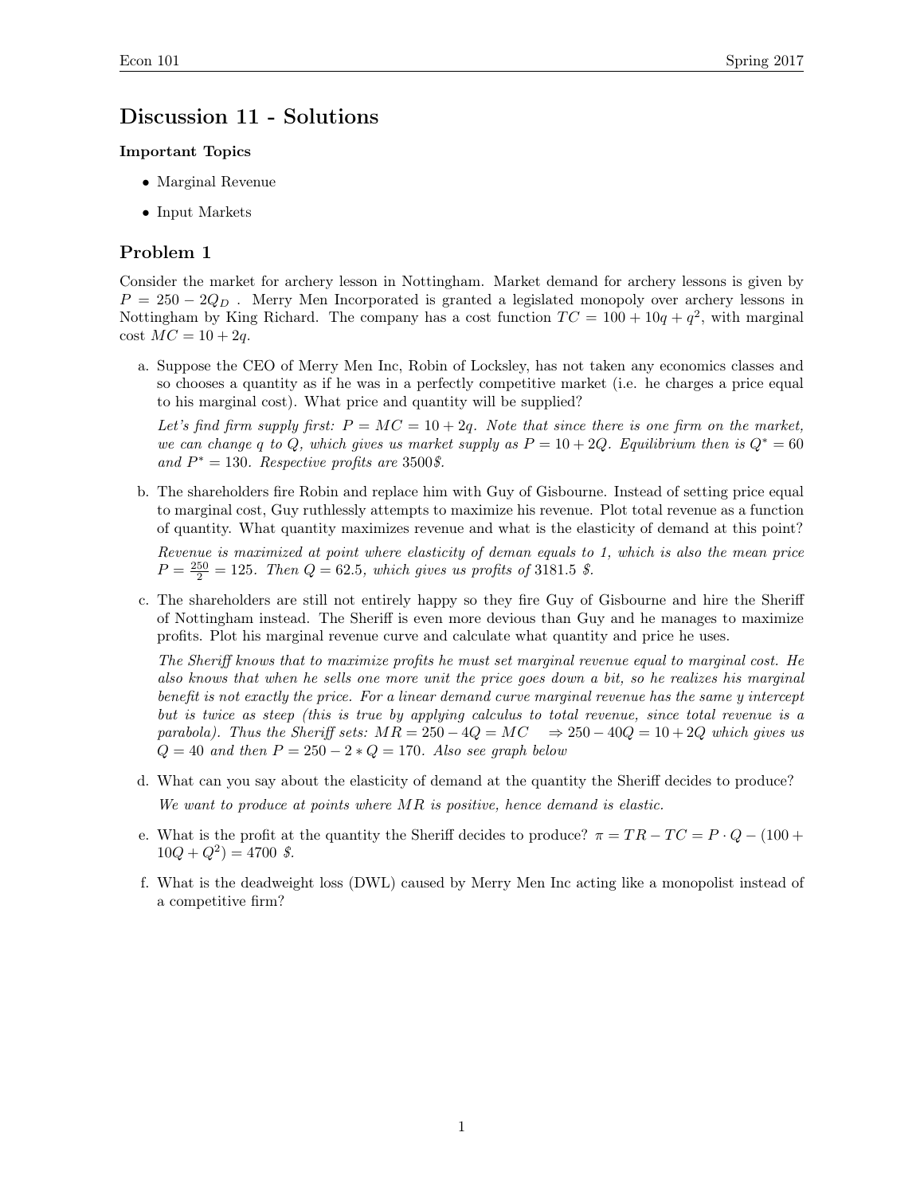# Discussion 11 - Solutions

**Important Topics**

- Marginal Revenue
- Input Markets

## Problem 1

Consider the market for archery lesson in Nottingham. Market demand for archery lessons is given by $P = 250 - 2Q_D$ . Merry Men Incorporated is granted a legislated monopoly over archery lessons in Nottingham by King Richard. The company has a cost function $TC = 100 + 10q + q^2$, with marginal cost $MC = 10 + 2q$.

a. Suppose the CEO of Merry Men Inc, Robin of Locksley, has not taken any economics classes and so chooses a quantity as if he was in a perfectly competitive market (i.e. he charges a price equal to his marginal cost). What price and quantity will be supplied?

*Let's find firm supply first: $P = MC = 10 + 2q$. Note that since there is one firm on the market, we can change q to Q, which gives us market supply as $P = 10 + 2Q$. Equilibrium then is $Q^* = 60$ and $P^* = 130$. Respective profits are 3500\$.*

b. The shareholders fire Robin and replace him with Guy of Gisbourne. Instead of setting price equal to marginal cost, Guy ruthlessly attempts to maximize his revenue. Plot total revenue as a function of quantity. What quantity maximizes revenue and what is the elasticity of demand at this point?

*Revenue is maximized at point where elasticity of deman equals to 1, which is also the mean price $P = \frac{250}{2} = 125$. Then $Q = 62.5$, which gives us profits of 3181.5 \$.*

c. The shareholders are still not entirely happy so they fire Guy of Gisbourne and hire the Sheriff of Nottingham instead. The Sheriff is even more devious than Guy and he manages to maximize profits. Plot his marginal revenue curve and calculate what quantity and price he uses.

*The Sheriff knows that to maximize profits he must set marginal revenue equal to marginal cost. He also knows that when he sells one more unit the price goes down a bit, so he realizes his marginal benefit is not exactly the price. For a linear demand curve marginal revenue has the same y intercept but is twice as steep (this is true by applying calculus to total revenue, since total revenue is a parabola). Thus the Sheriff sets: $MR = 250 - 4Q = MC \quad \Rightarrow 250 - 40Q = 10 + 2Q$ which gives us $Q = 40$ and then $P = 250 - 2 * Q = 170$. Also see graph below*

d. What can you say about the elasticity of demand at the quantity the Sheriff decides to produce?

*We want to produce at points where MR is positive, hence demand is elastic.*

e. What is the profit at the quantity the Sheriff decides to produce? $\pi = TR - TC = P \cdot Q - (100 + 10Q + Q^2) = 4700$ \$.

f. What is the deadweight loss (DWL) caused by Merry Men Inc acting like a monopolist instead of a competitive firm?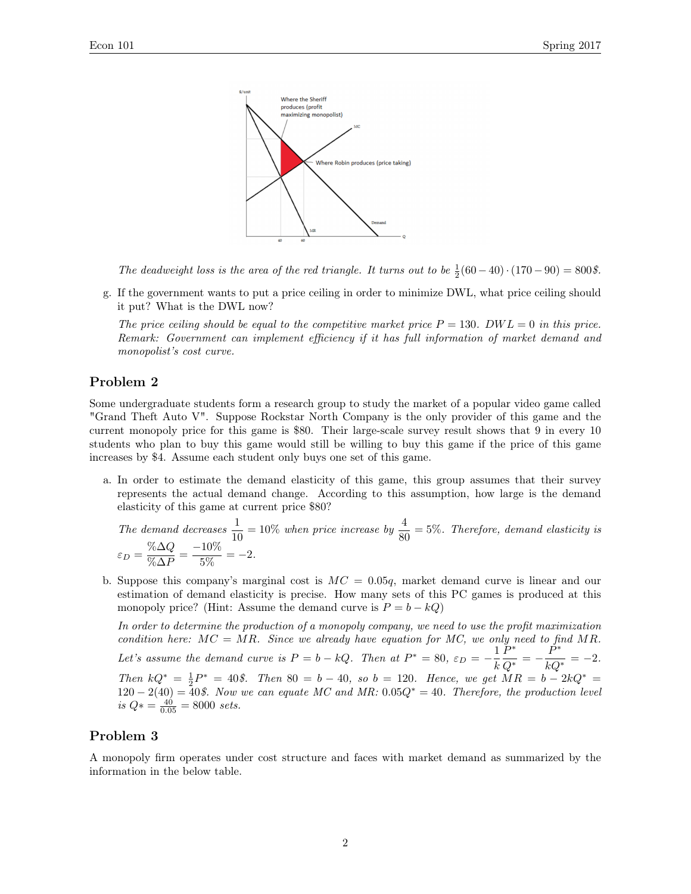The deadweight loss is the area of the red triangle. It turns out to be $\frac{1}{2}(60-40)\cdot(170-90) = 800\$$.

g. If the government wants to put a price ceiling in order to minimize DWL, what price ceiling should it put? What is the DWL now?

*The price ceiling should be equal to the competitive market price $P = 130$. $DWL = 0$ in this price. Remark: Government can implement efficiency if it has full information of market demand and monopolist's cost curve.*

## Problem 2

Some undergraduate students form a research group to study the market of a popular video game called "Grand Theft Auto V". Suppose Rockstar North Company is the only provider of this game and the current monopoly price for this game is \$80. Their large-scale survey result shows that 9 in every 10 students who plan to buy this game would still be willing to buy this game if the price of this game increases by \$4. Assume each student only buys one set of this game.

a. In order to estimate the demand elasticity of this game, this group assumes that their survey represents the actual demand change. According to this assumption, how large is the demand elasticity of this game at current price \$80?

*The demand decreases $\frac{1}{10} = 10\%$ when price increase by $\frac{4}{80} = 5\%$. Therefore, demand elasticity is $\varepsilon_D = \frac{\%\Delta Q}{\%\Delta P} = \frac{-10\%}{5\%} = -2$.*

b. Suppose this company's marginal cost is $MC = 0.05q$, market demand curve is linear and our estimation of demand elasticity is precise. How many sets of this PC games is produced at this monopoly price? (Hint: Assume the demand curve is $P = b - kQ$)

*In order to determine the production of a monopoly company, we need to use the profit maximization condition here: $MC = MR$. Since we already have equation for MC, we only need to find MR. Let's assume the demand curve is $P = b - kQ$. Then at $P^* = 80$, $\varepsilon_D = -\frac{1}{k}\frac{P^*}{Q^*} = -\frac{P^*}{kQ^*} = -2$. Then $kQ^* = \frac{1}{2}P^* = 40\$$. Then $80 = b - 40$, so $b = 120$. Hence, we get $MR = b - 2kQ^* = 120 - 2(40) = 40\$$. Now we can equate MC and MR: $0.05Q^* = 40$. Therefore, the production level is $Q* = \frac{40}{0.05} = 8000$ sets.*

## Problem 3

A monopoly firm operates under cost structure and faces with market demand as summarized by the information in the below table.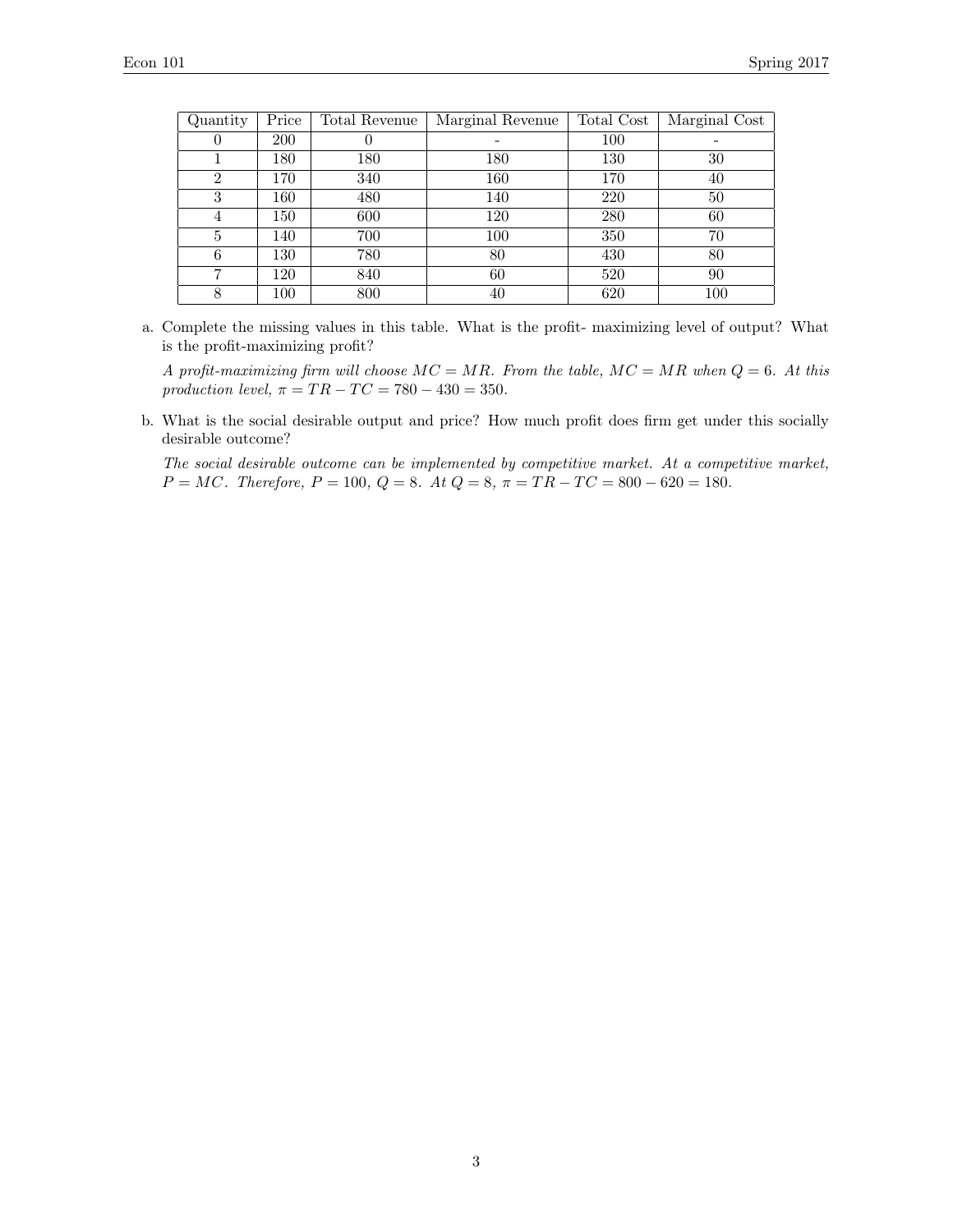| Quantity | Price | Total Revenue | Marginal Revenue | Total Cost | Marginal Cost |
|---|---|---|---|---|---|
| 0 | 200 | 0 | - | 100 | - |
| 1 | 180 | 180 | 180 | 130 | 30 |
| 2 | 170 | 340 | 160 | 170 | 40 |
| 3 | 160 | 480 | 140 | 220 | 50 |
| 4 | 150 | 600 | 120 | 280 | 60 |
| 5 | 140 | 700 | 100 | 350 | 70 |
| 6 | 130 | 780 | 80 | 430 | 80 |
| 7 | 120 | 840 | 60 | 520 | 90 |
| 8 | 100 | 800 | 40 | 620 | 100 |

a. Complete the missing values in this table. What is the profit- maximizing level of output? What is the profit-maximizing profit?

*A profit-maximizing firm will choose $MC = MR$. From the table, $MC = MR$ when $Q = 6$. At this production level, $\pi = TR - TC = 780 - 430 = 350$.*

b. What is the social desirable output and price? How much profit does firm get under this socially desirable outcome?

*The social desirable outcome can be implemented by competitive market. At a competitive market, $P = MC$. Therefore, $P = 100$, $Q = 8$. At $Q = 8$, $\pi = TR - TC = 800 - 620 = 180$.*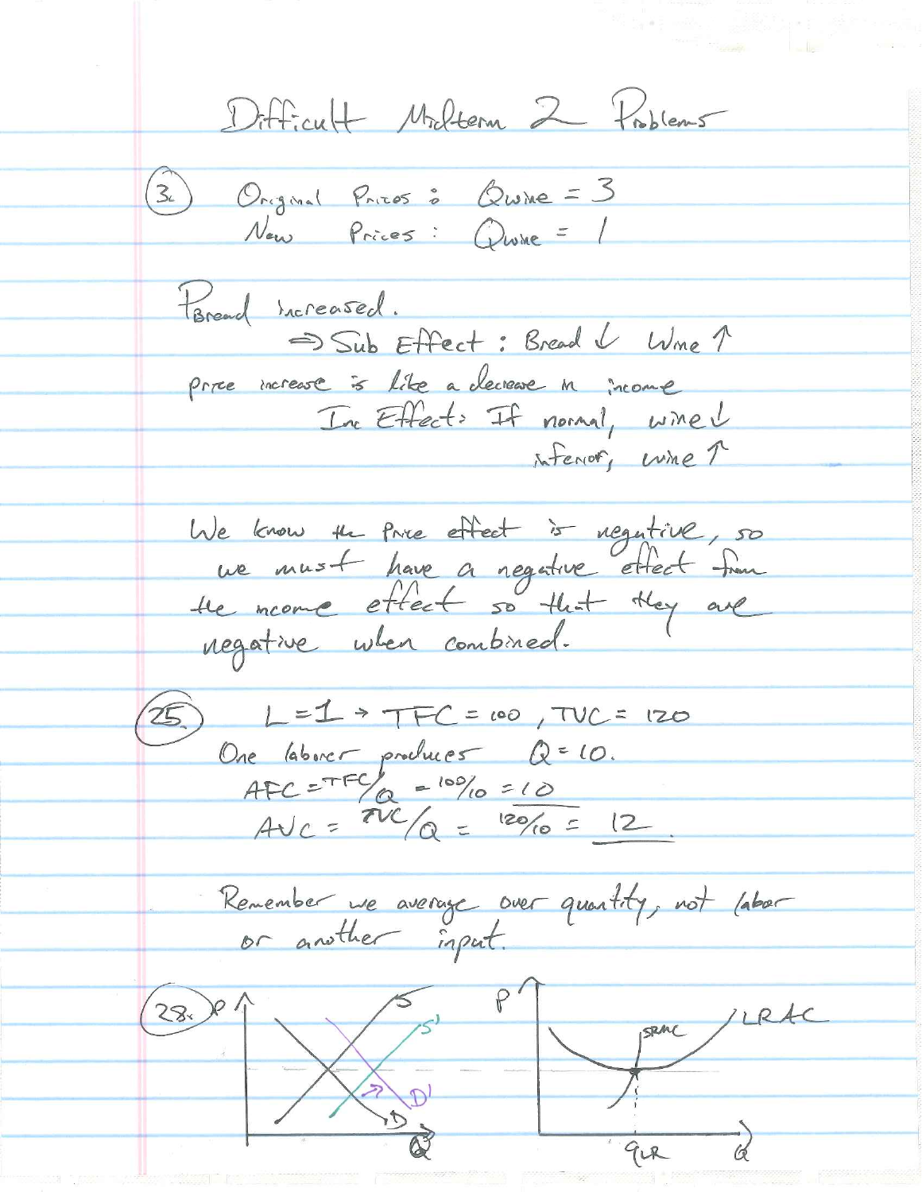# Difficult Midterm 2 Problems

**(3.)** Original Prices : $Q_{wine} = 3$
New Prices : $Q_{wine} = 1$

$P_{Bread}$ increased.

⇒ Sub Effect : Bread ↓ Wine ↑

price increase is like a decrease in income

Inc Effect: If normal, wine ↓
inferior, wine ↑

We know the price effect is negative, so we must have a negative effect from the income effect so that they are negative when combined.

**(25.)** $L = 1 \rightarrow TFC = 100$, $TVC = 120$

One laborer produces $Q = 10$.

$AFC = TFC/Q = 100/10 = 10$

$AVC = TVC/Q = 120/10 = \underline{12}$.

Remember we average over quantity, not labor or another input.

**(28.)**

P, Q, S, S', D, D'

P, Q, SRAC, LRAC, $q_{LR}$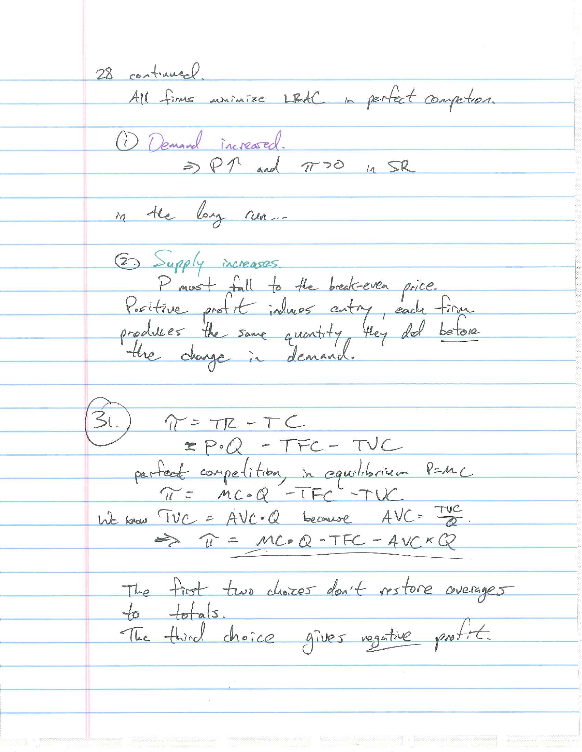28 continued.

All firms minimize LRAC in perfect competition.

① Demand increased.

$$\Rightarrow P\uparrow \text{ and } \pi > 0 \text{ in SR}$$

in the long run...

② Supply increases.

P must fall to the break-even price. Positive profit induces entry, each firm produces the same quantity they did before the change in demand.

**(31.)**

$$\pi = TR - TC$$

$$= P \cdot Q - TFC - TVC$$

perfect competition, in equilibrium $P = MC$

$$\pi = MC \cdot Q - TFC - TVC$$

We know $TVC = AVC \cdot Q$ because $AVC = \frac{TVC}{Q}$.

$$\Rightarrow \pi = MC \cdot Q - TFC - AVC \times Q$$

The first two choices don't restore averages to totals.

The third choice gives negative profit.